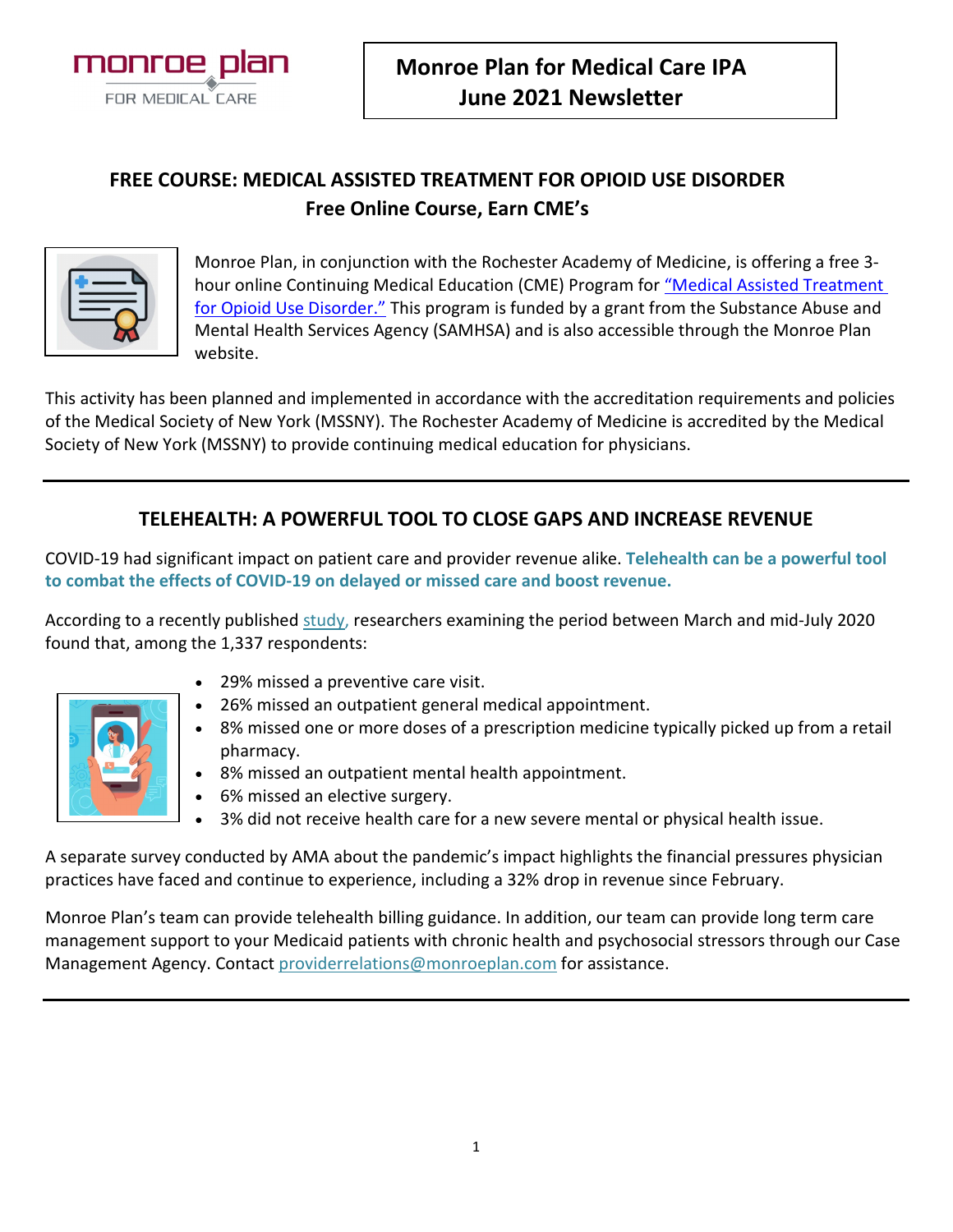# Monroe Plan for Medical Care IPA
# June 2021 Newsletter

## FREE COURSE: MEDICAL ASSISTED TREATMENT FOR OPIOID USE DISORDER
### Free Online Course, Earn CME's

Monroe Plan, in conjunction with the Rochester Academy of Medicine, is offering a free 3-hour online Continuing Medical Education (CME) Program for "Medical Assisted Treatment for Opioid Use Disorder." This program is funded by a grant from the Substance Abuse and Mental Health Services Agency (SAMHSA) and is also accessible through the Monroe Plan website.

This activity has been planned and implemented in accordance with the accreditation requirements and policies of the Medical Society of New York (MSSNY). The Rochester Academy of Medicine is accredited by the Medical Society of New York (MSSNY) to provide continuing medical education for physicians.

---

## TELEHEALTH: A POWERFUL TOOL TO CLOSE GAPS AND INCREASE REVENUE

COVID-19 had significant impact on patient care and provider revenue alike. **Telehealth can be a powerful tool to combat the effects of COVID-19 on delayed or missed care and boost revenue.**

According to a recently published study, researchers examining the period between March and mid-July 2020 found that, among the 1,337 respondents:

- 29% missed a preventive care visit.
- 26% missed an outpatient general medical appointment.
- 8% missed one or more doses of a prescription medicine typically picked up from a retail pharmacy.
- 8% missed an outpatient mental health appointment.
- 6% missed an elective surgery.
- 3% did not receive health care for a new severe mental or physical health issue.

A separate survey conducted by AMA about the pandemic's impact highlights the financial pressures physician practices have faced and continue to experience, including a 32% drop in revenue since February.

Monroe Plan's team can provide telehealth billing guidance. In addition, our team can provide long term care management support to your Medicaid patients with chronic health and psychosocial stressors through our Case Management Agency. Contact providerrelations@monroeplan.com for assistance.

---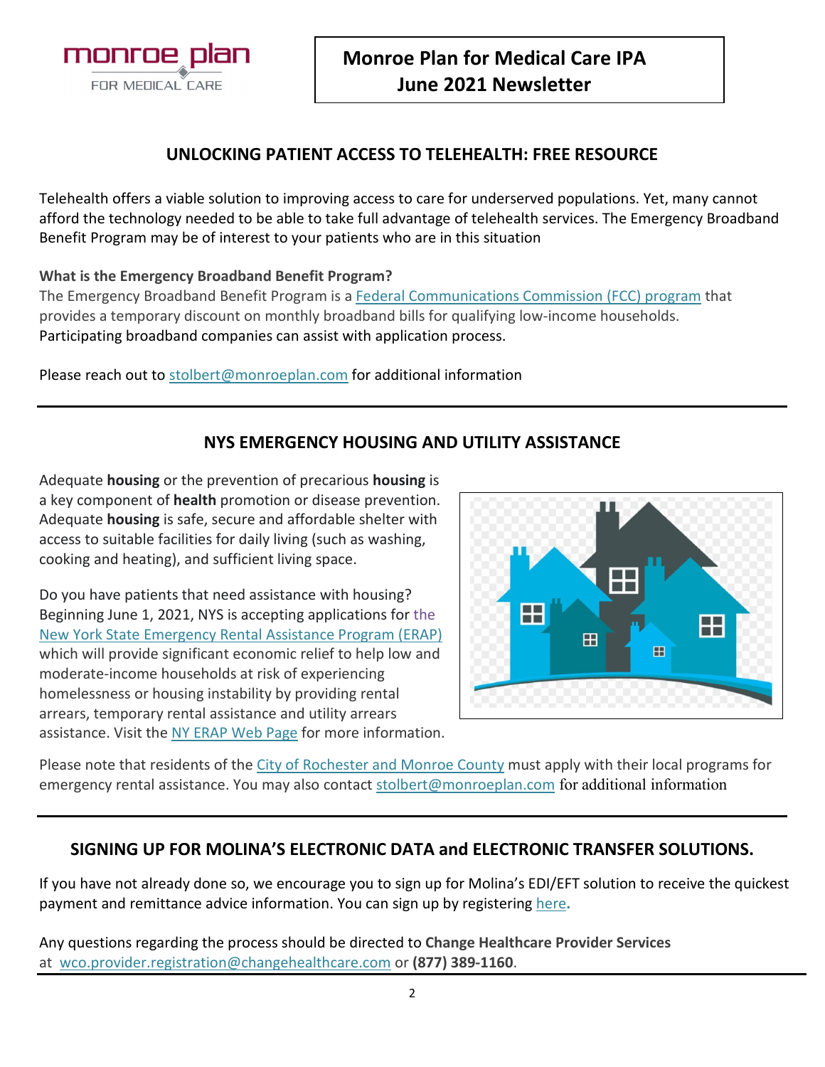# Monroe Plan for Medical Care IPA June 2021 Newsletter

## UNLOCKING PATIENT ACCESS TO TELEHEALTH: FREE RESOURCE

Telehealth offers a viable solution to improving access to care for underserved populations. Yet, many cannot afford the technology needed to be able to take full advantage of telehealth services. The Emergency Broadband Benefit Program may be of interest to your patients who are in this situation

**What is the Emergency Broadband Benefit Program?**

The Emergency Broadband Benefit Program is a Federal Communications Commission (FCC) program that provides a temporary discount on monthly broadband bills for qualifying low-income households. Participating broadband companies can assist with application process.

Please reach out to stolbert@monroeplan.com for additional information

---

## NYS EMERGENCY HOUSING AND UTILITY ASSISTANCE

Adequate **housing** or the prevention of precarious **housing** is a key component of **health** promotion or disease prevention. Adequate **housing** is safe, secure and affordable shelter with access to suitable facilities for daily living (such as washing, cooking and heating), and sufficient living space.

Do you have patients that need assistance with housing? Beginning June 1, 2021, NYS is accepting applications for the New York State Emergency Rental Assistance Program (ERAP) which will provide significant economic relief to help low and moderate-income households at risk of experiencing homelessness or housing instability by providing rental arrears, temporary rental assistance and utility arrears assistance. Visit the NY ERAP Web Page for more information.

Please note that residents of the City of Rochester and Monroe County must apply with their local programs for emergency rental assistance. You may also contact stolbert@monroeplan.com for additional information

---

## SIGNING UP FOR MOLINA'S ELECTRONIC DATA and ELECTRONIC TRANSFER SOLUTIONS.

If you have not already done so, we encourage you to sign up for Molina's EDI/EFT solution to receive the quickest payment and remittance advice information. You can sign up by registering here.

Any questions regarding the process should be directed to **Change Healthcare Provider Services** at wco.provider.registration@changehealthcare.com or **(877) 389-1160**.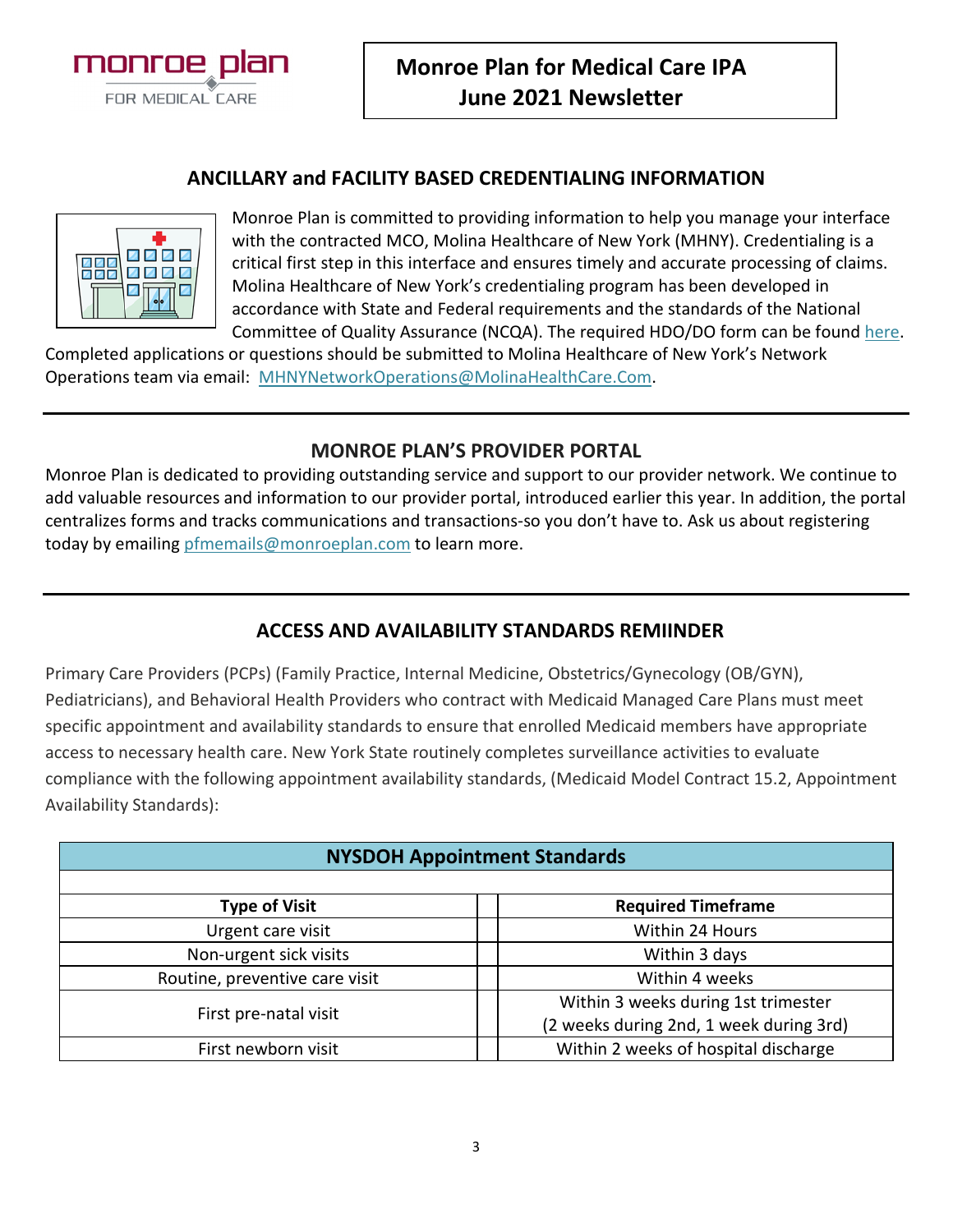monroe plan FOR MEDICAL CARE

# Monroe Plan for Medical Care IPA June 2021 Newsletter

## ANCILLARY and FACILITY BASED CREDENTIALING INFORMATION

Monroe Plan is committed to providing information to help you manage your interface with the contracted MCO, Molina Healthcare of New York (MHNY). Credentialing is a critical first step in this interface and ensures timely and accurate processing of claims. Molina Healthcare of New York's credentialing program has been developed in accordance with State and Federal requirements and the standards of the National Committee of Quality Assurance (NCQA). The required HDO/DO form can be found here. Completed applications or questions should be submitted to Molina Healthcare of New York's Network Operations team via email: MHNYNetworkOperations@MolinaHealthCare.Com.

---

## MONROE PLAN'S PROVIDER PORTAL

Monroe Plan is dedicated to providing outstanding service and support to our provider network. We continue to add valuable resources and information to our provider portal, introduced earlier this year. In addition, the portal centralizes forms and tracks communications and transactions-so you don't have to. Ask us about registering today by emailing pfmemails@monroeplan.com to learn more.

---

## ACCESS AND AVAILABILITY STANDARDS REMIINDER

Primary Care Providers (PCPs) (Family Practice, Internal Medicine, Obstetrics/Gynecology (OB/GYN), Pediatricians), and Behavioral Health Providers who contract with Medicaid Managed Care Plans must meet specific appointment and availability standards to ensure that enrolled Medicaid members have appropriate access to necessary health care. New York State routinely completes surveillance activities to evaluate compliance with the following appointment availability standards, (Medicaid Model Contract 15.2, Appointment Availability Standards):

| NYSDOH Appointment Standards | |
|---|---|
| **Type of Visit** | **Required Timeframe** |
| Urgent care visit | Within 24 Hours |
| Non-urgent sick visits | Within 3 days |
| Routine, preventive care visit | Within 4 weeks |
| First pre-natal visit | Within 3 weeks during 1st trimester (2 weeks during 2nd, 1 week during 3rd) |
| First newborn visit | Within 2 weeks of hospital discharge |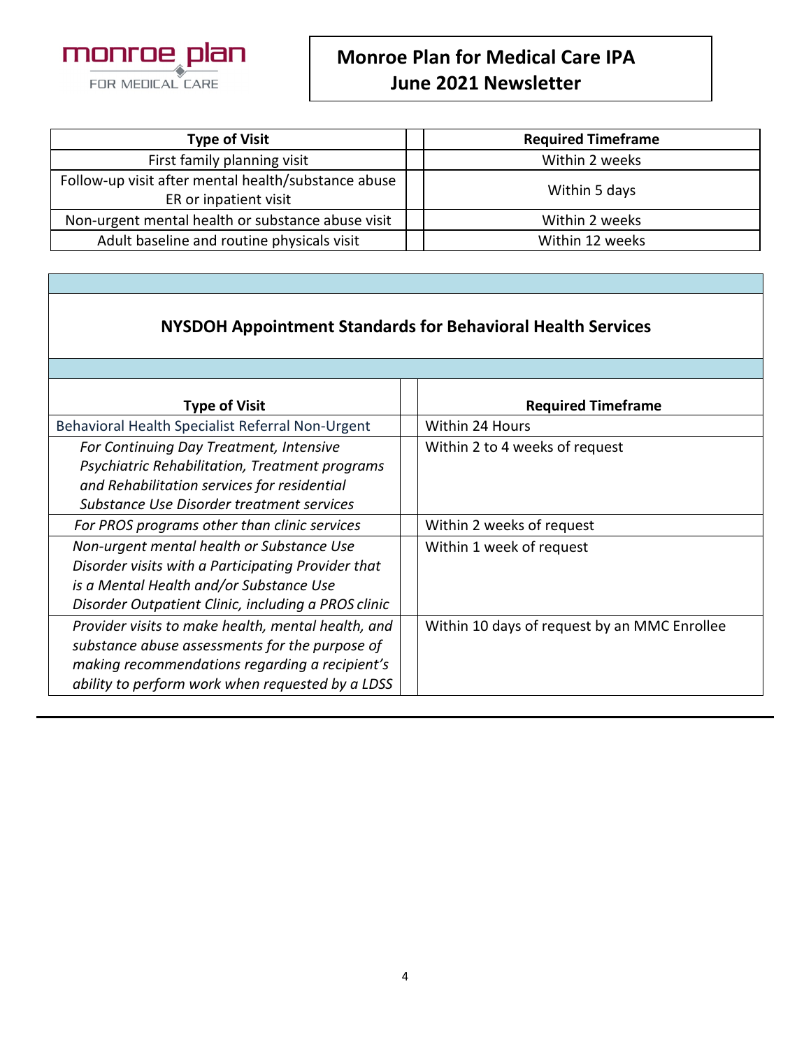| Type of Visit | | Required Timeframe |
|---|---|---|
| First family planning visit | | Within 2 weeks |
| Follow-up visit after mental health/substance abuse ER or inpatient visit | | Within 5 days |
| Non-urgent mental health or substance abuse visit | | Within 2 weeks |
| Adult baseline and routine physicals visit | | Within 12 weeks |

## NYSDOH Appointment Standards for Behavioral Health Services

| Type of Visit | | Required Timeframe |
|---|---|---|
| Behavioral Health Specialist Referral Non-Urgent | | Within 24 Hours |
| *For Continuing Day Treatment, Intensive Psychiatric Rehabilitation, Treatment programs and Rehabilitation services for residential Substance Use Disorder treatment services* | | Within 2 to 4 weeks of request |
| *For PROS programs other than clinic services* | | Within 2 weeks of request |
| *Non-urgent mental health or Substance Use Disorder visits with a Participating Provider that is a Mental Health and/or Substance Use Disorder Outpatient Clinic, including a PROS clinic* | | Within 1 week of request |
| *Provider visits to make health, mental health, and substance abuse assessments for the purpose of making recommendations regarding a recipient's ability to perform work when requested by a LDSS* | | Within 10 days of request by an MMC Enrollee |